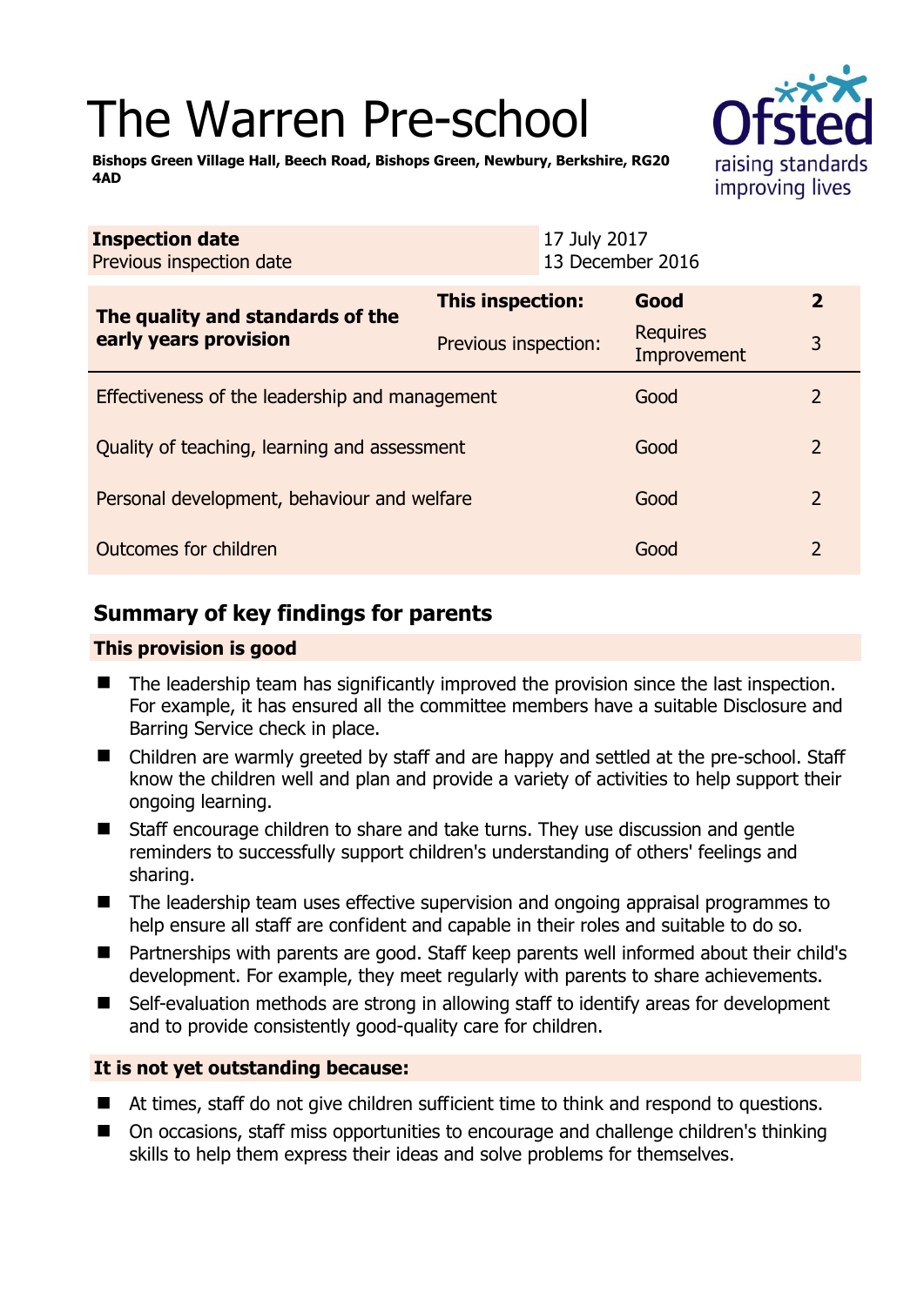# The Warren Pre-school

**Bishops Green Village Hall, Beech Road, Bishops Green, Newbury, Berkshire, RG20 4AD**

| **Inspection date** | 17 July 2017 |
| --- | --- |
| Previous inspection date | 13 December 2016 |

| | | | |
| --- | --- | --- | --- |
| **The quality and standards of the early years provision** | **This inspection:** | **Good** | **2** |
| | Previous inspection: | Requires Improvement | 3 |
| Effectiveness of the leadership and management | | Good | 2 |
| Quality of teaching, learning and assessment | | Good | 2 |
| Personal development, behaviour and welfare | | Good | 2 |
| Outcomes for children | | Good | 2 |

## Summary of key findings for parents

### This provision is good

- The leadership team has significantly improved the provision since the last inspection. For example, it has ensured all the committee members have a suitable Disclosure and Barring Service check in place.
- Children are warmly greeted by staff and are happy and settled at the pre-school. Staff know the children well and plan and provide a variety of activities to help support their ongoing learning.
- Staff encourage children to share and take turns. They use discussion and gentle reminders to successfully support children's understanding of others' feelings and sharing.
- The leadership team uses effective supervision and ongoing appraisal programmes to help ensure all staff are confident and capable in their roles and suitable to do so.
- Partnerships with parents are good. Staff keep parents well informed about their child's development. For example, they meet regularly with parents to share achievements.
- Self-evaluation methods are strong in allowing staff to identify areas for development and to provide consistently good-quality care for children.

### It is not yet outstanding because:

- At times, staff do not give children sufficient time to think and respond to questions.
- On occasions, staff miss opportunities to encourage and challenge children's thinking skills to help them express their ideas and solve problems for themselves.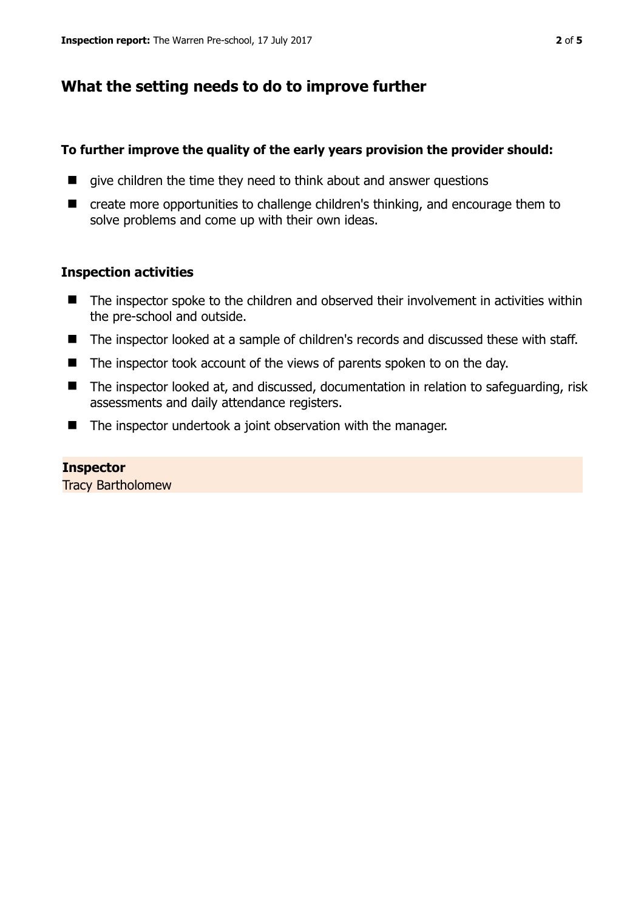## What the setting needs to do to improve further

**To further improve the quality of the early years provision the provider should:**

- give children the time they need to think about and answer questions
- create more opportunities to challenge children's thinking, and encourage them to solve problems and come up with their own ideas.

### Inspection activities

- The inspector spoke to the children and observed their involvement in activities within the pre-school and outside.
- The inspector looked at a sample of children's records and discussed these with staff.
- The inspector took account of the views of parents spoken to on the day.
- The inspector looked at, and discussed, documentation in relation to safeguarding, risk assessments and daily attendance registers.
- The inspector undertook a joint observation with the manager.

**Inspector**
Tracy Bartholomew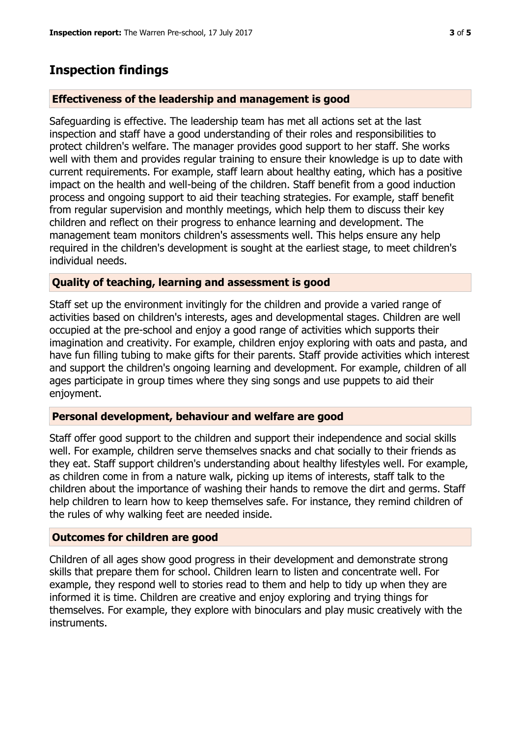## Inspection findings

### Effectiveness of the leadership and management is good

Safeguarding is effective. The leadership team has met all actions set at the last inspection and staff have a good understanding of their roles and responsibilities to protect children's welfare. The manager provides good support to her staff. She works well with them and provides regular training to ensure their knowledge is up to date with current requirements. For example, staff learn about healthy eating, which has a positive impact on the health and well-being of the children. Staff benefit from a good induction process and ongoing support to aid their teaching strategies. For example, staff benefit from regular supervision and monthly meetings, which help them to discuss their key children and reflect on their progress to enhance learning and development. The management team monitors children's assessments well. This helps ensure any help required in the children's development is sought at the earliest stage, to meet children's individual needs.

### Quality of teaching, learning and assessment is good

Staff set up the environment invitingly for the children and provide a varied range of activities based on children's interests, ages and developmental stages. Children are well occupied at the pre-school and enjoy a good range of activities which supports their imagination and creativity. For example, children enjoy exploring with oats and pasta, and have fun filling tubing to make gifts for their parents. Staff provide activities which interest and support the children's ongoing learning and development. For example, children of all ages participate in group times where they sing songs and use puppets to aid their enjoyment.

### Personal development, behaviour and welfare are good

Staff offer good support to the children and support their independence and social skills well. For example, children serve themselves snacks and chat socially to their friends as they eat. Staff support children's understanding about healthy lifestyles well. For example, as children come in from a nature walk, picking up items of interests, staff talk to the children about the importance of washing their hands to remove the dirt and germs. Staff help children to learn how to keep themselves safe. For instance, they remind children of the rules of why walking feet are needed inside.

### Outcomes for children are good

Children of all ages show good progress in their development and demonstrate strong skills that prepare them for school. Children learn to listen and concentrate well. For example, they respond well to stories read to them and help to tidy up when they are informed it is time. Children are creative and enjoy exploring and trying things for themselves. For example, they explore with binoculars and play music creatively with the instruments.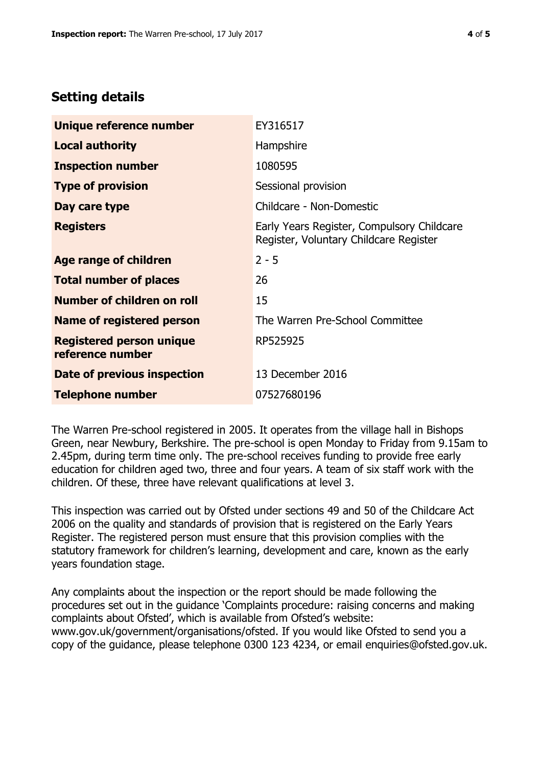## Setting details

| | |
|---|---|
| **Unique reference number** | EY316517 |
| **Local authority** | Hampshire |
| **Inspection number** | 1080595 |
| **Type of provision** | Sessional provision |
| **Day care type** | Childcare - Non-Domestic |
| **Registers** | Early Years Register, Compulsory Childcare Register, Voluntary Childcare Register |
| **Age range of children** | 2 - 5 |
| **Total number of places** | 26 |
| **Number of children on roll** | 15 |
| **Name of registered person** | The Warren Pre-School Committee |
| **Registered person unique reference number** | RP525925 |
| **Date of previous inspection** | 13 December 2016 |
| **Telephone number** | 07527680196 |

The Warren Pre-school registered in 2005. It operates from the village hall in Bishops Green, near Newbury, Berkshire. The pre-school is open Monday to Friday from 9.15am to 2.45pm, during term time only. The pre-school receives funding to provide free early education for children aged two, three and four years. A team of six staff work with the children. Of these, three have relevant qualifications at level 3.

This inspection was carried out by Ofsted under sections 49 and 50 of the Childcare Act 2006 on the quality and standards of provision that is registered on the Early Years Register. The registered person must ensure that this provision complies with the statutory framework for children's learning, development and care, known as the early years foundation stage.

Any complaints about the inspection or the report should be made following the procedures set out in the guidance 'Complaints procedure: raising concerns and making complaints about Ofsted', which is available from Ofsted's website: www.gov.uk/government/organisations/ofsted. If you would like Ofsted to send you a copy of the guidance, please telephone 0300 123 4234, or email enquiries@ofsted.gov.uk.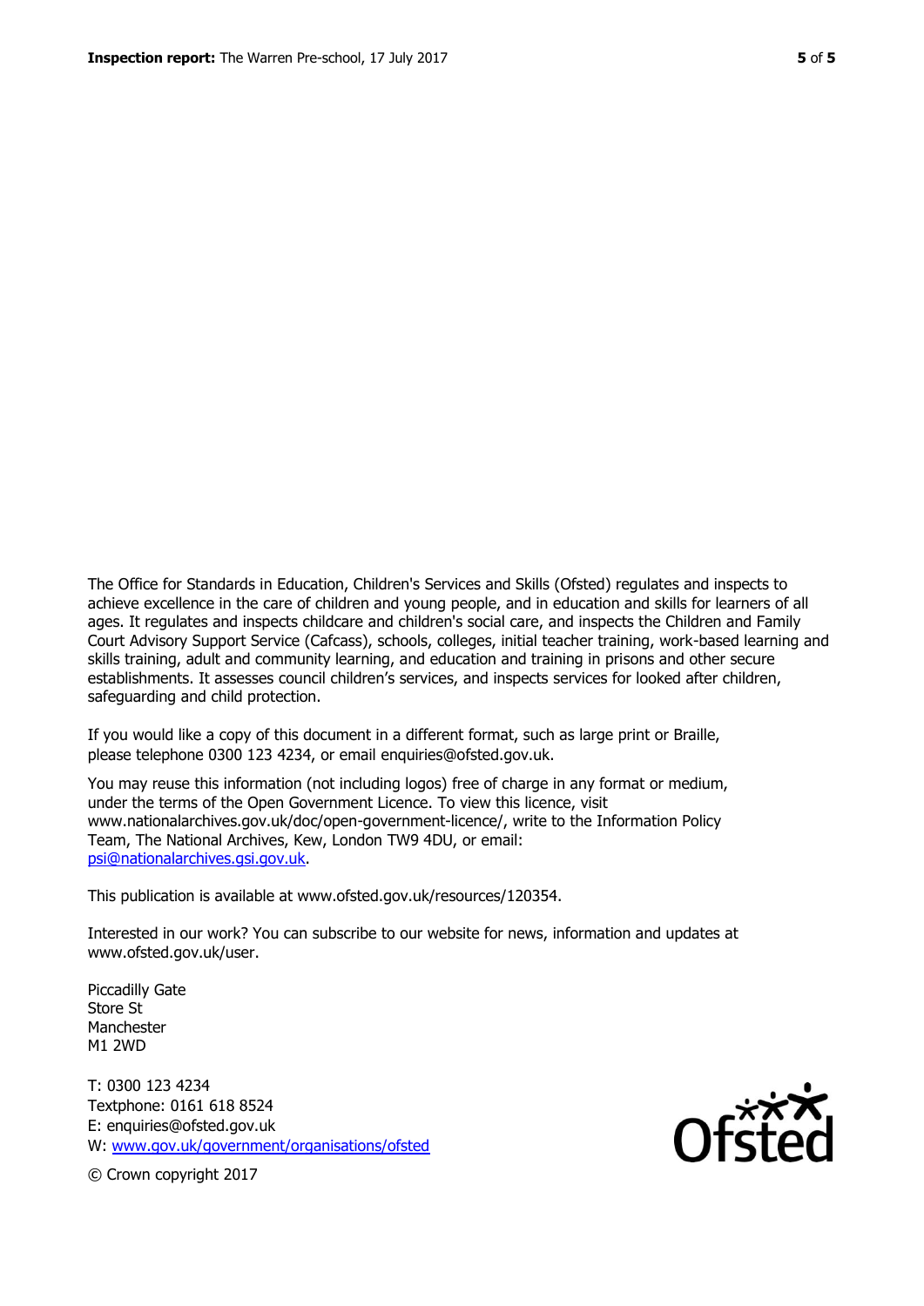The Office for Standards in Education, Children's Services and Skills (Ofsted) regulates and inspects to achieve excellence in the care of children and young people, and in education and skills for learners of all ages. It regulates and inspects childcare and children's social care, and inspects the Children and Family Court Advisory Support Service (Cafcass), schools, colleges, initial teacher training, work-based learning and skills training, adult and community learning, and education and training in prisons and other secure establishments. It assesses council children's services, and inspects services for looked after children, safeguarding and child protection.

If you would like a copy of this document in a different format, such as large print or Braille, please telephone 0300 123 4234, or email enquiries@ofsted.gov.uk.

You may reuse this information (not including logos) free of charge in any format or medium, under the terms of the Open Government Licence. To view this licence, visit www.nationalarchives.gov.uk/doc/open-government-licence/, write to the Information Policy Team, The National Archives, Kew, London TW9 4DU, or email: psi@nationalarchives.gsi.gov.uk.

This publication is available at www.ofsted.gov.uk/resources/120354.

Interested in our work? You can subscribe to our website for news, information and updates at www.ofsted.gov.uk/user.

Piccadilly Gate
Store St
Manchester
M1 2WD

T: 0300 123 4234
Textphone: 0161 618 8524
E: enquiries@ofsted.gov.uk
W: www.gov.uk/government/organisations/ofsted

© Crown copyright 2017